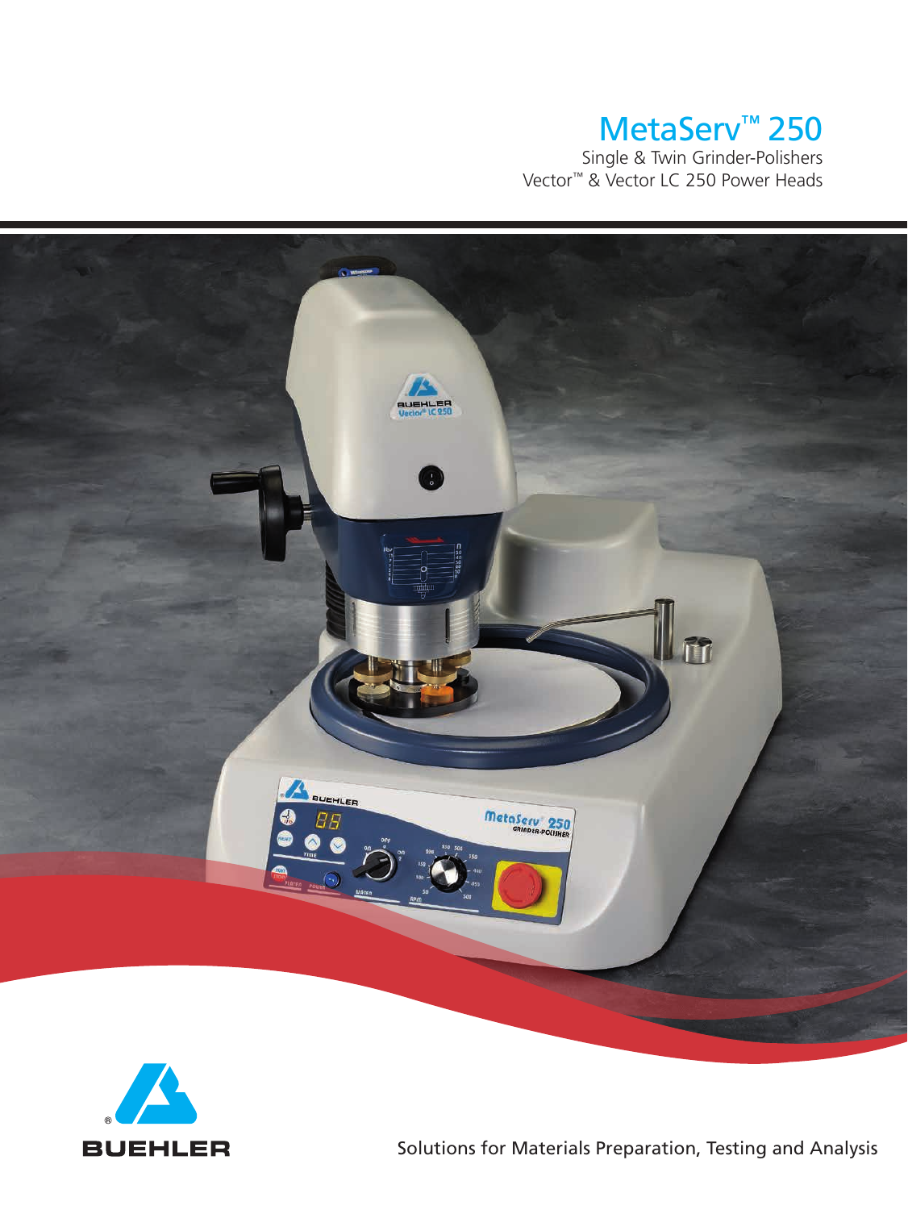# MetaServ™ 250

Single & Twin Grinder-Polishers
Vector™ & Vector LC 250 Power Heads

BUEHLER

Solutions for Materials Preparation, Testing and Analysis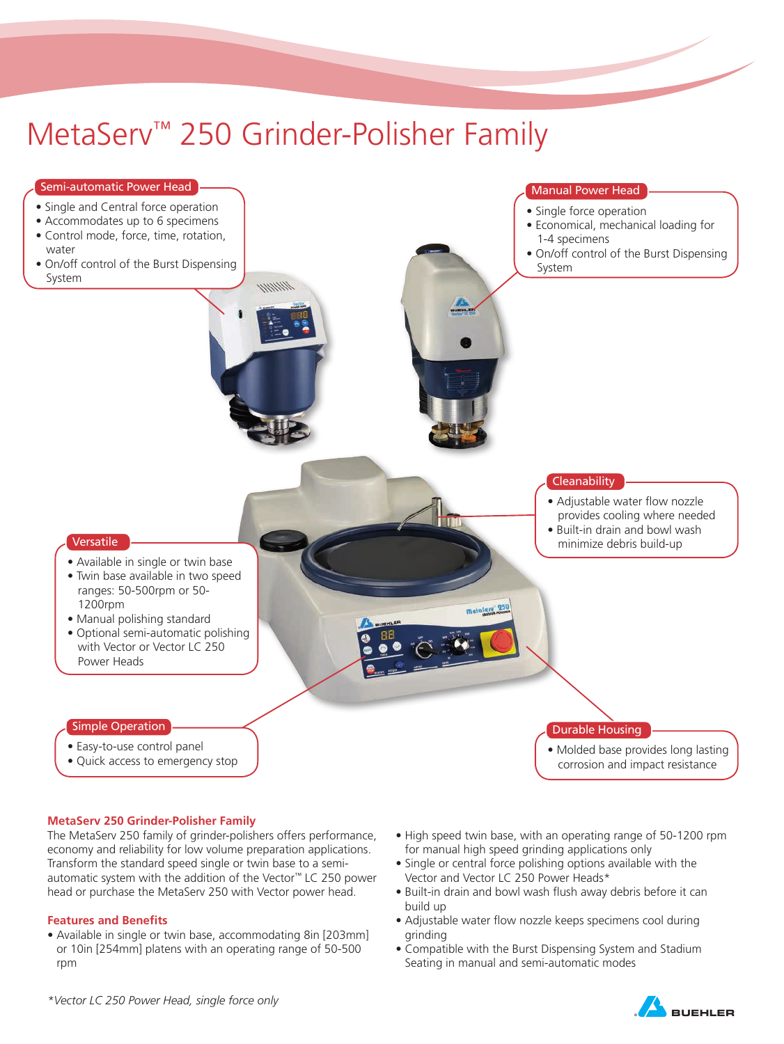// MetaServ™ 250 Grinder-Polisher Family

# MetaServ™ 250 Grinder-Polisher Family

**Semi-automatic Power Head**

- Single and Central force operation
- Accommodates up to 6 specimens
- Control mode, force, time, rotation, water
- On/off control of the Burst Dispensing System

**Manual Power Head**

- Single force operation
- Economical, mechanical loading for 1-4 specimens
- On/off control of the Burst Dispensing System

**Cleanability**

- Adjustable water flow nozzle provides cooling where needed
- Built-in drain and bowl wash minimize debris build-up

**Versatile**

- Available in single or twin base
- Twin base available in two speed ranges: 50-500rpm or 50-1200rpm
- Manual polishing standard
- Optional semi-automatic polishing with Vector or Vector LC 250 Power Heads

**Simple Operation**

- Easy-to-use control panel
- Quick access to emergency stop

**Durable Housing**

- Molded base provides long lasting corrosion and impact resistance

## MetaServ 250 Grinder-Polisher Family

The MetaServ 250 family of grinder-polishers offers performance, economy and reliability for low volume preparation applications. Transform the standard speed single or twin base to a semi-automatic system with the addition of the Vector™ LC 250 power head or purchase the MetaServ 250 with Vector power head.

## Features and Benefits

- Available in single or twin base, accommodating 8in [203mm] or 10in [254mm] platens with an operating range of 50-500 rpm
- High speed twin base, with an operating range of 50-1200 rpm for manual high speed grinding applications only
- Single or central force polishing options available with the Vector and Vector LC 250 Power Heads*
- Built-in drain and bowl wash flush away debris before it can build up
- Adjustable water flow nozzle keeps specimens cool during grinding
- Compatible with the Burst Dispensing System and Stadium Seating in manual and semi-automatic modes

*Vector LC 250 Power Head, single force only*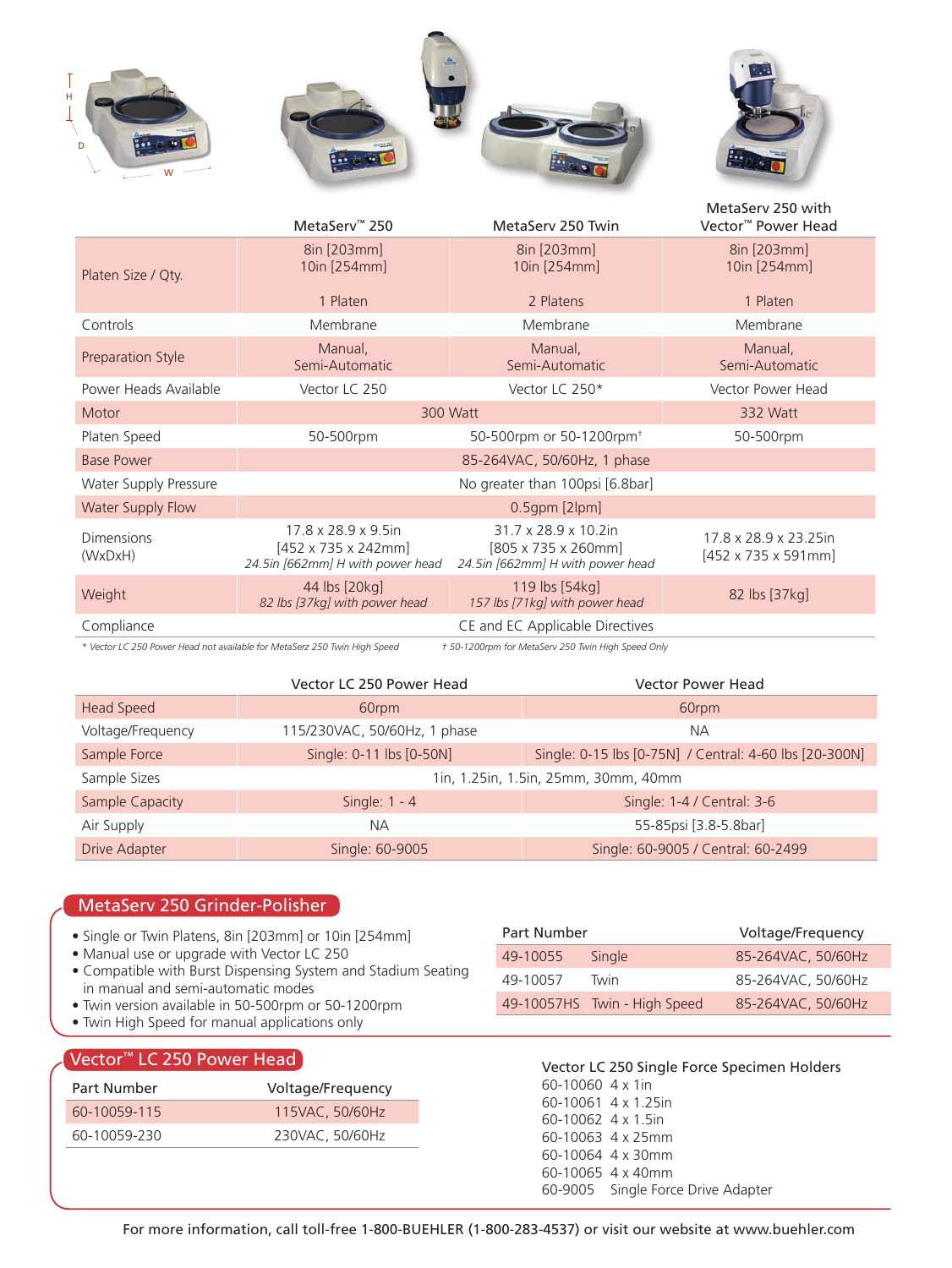| | MetaServ™ 250 | MetaServ 250 Twin | MetaServ 250 with Vector™ Power Head |
|---|---|---|---|
| Platen Size / Qty. | 8in [203mm]<br>10in [254mm]<br>1 Platen | 8in [203mm]<br>10in [254mm]<br>2 Platens | 8in [203mm]<br>10in [254mm]<br>1 Platen |
| Controls | Membrane | Membrane | Membrane |
| Preparation Style | Manual,<br>Semi-Automatic | Manual,<br>Semi-Automatic | Manual,<br>Semi-Automatic |
| Power Heads Available | Vector LC 250 | Vector LC 250* | Vector Power Head |
| Motor | 300 Watt | 300 Watt | 332 Watt |
| Platen Speed | 50-500rpm | 50-500rpm or 50-1200rpm† | 50-500rpm |
| Base Power | 85-264VAC, 50/60Hz, 1 phase | 85-264VAC, 50/60Hz, 1 phase | 85-264VAC, 50/60Hz, 1 phase |
| Water Supply Pressure | No greater than 100psi [6.8bar] | No greater than 100psi [6.8bar] | No greater than 100psi [6.8bar] |
| Water Supply Flow | 0.5gpm [2lpm] | 0.5gpm [2lpm] | 0.5gpm [2lpm] |
| Dimensions (WxDxH) | 17.8 x 28.9 x 9.5in<br>[452 x 735 x 242mm]<br>*24.5in [662mm] H with power head* | 31.7 x 28.9 x 10.2in<br>[805 x 735 x 260mm]<br>*24.5in [662mm] H with power head* | 17.8 x 28.9 x 23.25in<br>[452 x 735 x 591mm] |
| Weight | 44 lbs [20kg]<br>*82 lbs [37kg] with power head* | 119 lbs [54kg]<br>*157 lbs [71kg] with power head* | 82 lbs [37kg] |
| Compliance | CE and EC Applicable Directives | CE and EC Applicable Directives | CE and EC Applicable Directives |

*\* Vector LC 250 Power Head not available for MetaSerz 250 Twin High Speed*  *† 50-1200rpm for MetaServ 250 Twin High Speed Only*

| | Vector LC 250 Power Head | Vector Power Head |
|---|---|---|
| Head Speed | 60rpm | 60rpm |
| Voltage/Frequency | 115/230VAC, 50/60Hz, 1 phase | NA |
| Sample Force | Single: 0-11 lbs [0-50N] | Single: 0-15 lbs [0-75N] / Central: 4-60 lbs [20-300N] |
| Sample Sizes | 1in, 1.25in, 1.5in, 25mm, 30mm, 40mm | 1in, 1.25in, 1.5in, 25mm, 30mm, 40mm |
| Sample Capacity | Single: 1 - 4 | Single: 1-4 / Central: 3-6 |
| Air Supply | NA | 55-85psi [3.8-5.8bar] |
| Drive Adapter | Single: 60-9005 | Single: 60-9005 / Central: 60-2499 |

## MetaServ 250 Grinder-Polisher

- Single or Twin Platens, 8in [203mm] or 10in [254mm]
- Manual use or upgrade with Vector LC 250
- Compatible with Burst Dispensing System and Stadium Seating in manual and semi-automatic modes
- Twin version available in 50-500rpm or 50-1200rpm
- Twin High Speed for manual applications only

| Part Number | | Voltage/Frequency |
|---|---|---|
| 49-10055 | Single | 85-264VAC, 50/60Hz |
| 49-10057 | Twin | 85-264VAC, 50/60Hz |
| 49-10057HS | Twin - High Speed | 85-264VAC, 50/60Hz |

## Vector™ LC 250 Power Head

| Part Number | Voltage/Frequency |
|---|---|
| 60-10059-115 | 115VAC, 50/60Hz |
| 60-10059-230 | 230VAC, 50/60Hz |

**Vector LC 250 Single Force Specimen Holders**

60-10060 4 x 1in
60-10061 4 x 1.25in
60-10062 4 x 1.5in
60-10063 4 x 25mm
60-10064 4 x 30mm
60-10065 4 x 40mm
60-9005 Single Force Drive Adapter

For more information, call toll-free 1-800-BUEHLER (1-800-283-4537) or visit our website at www.buehler.com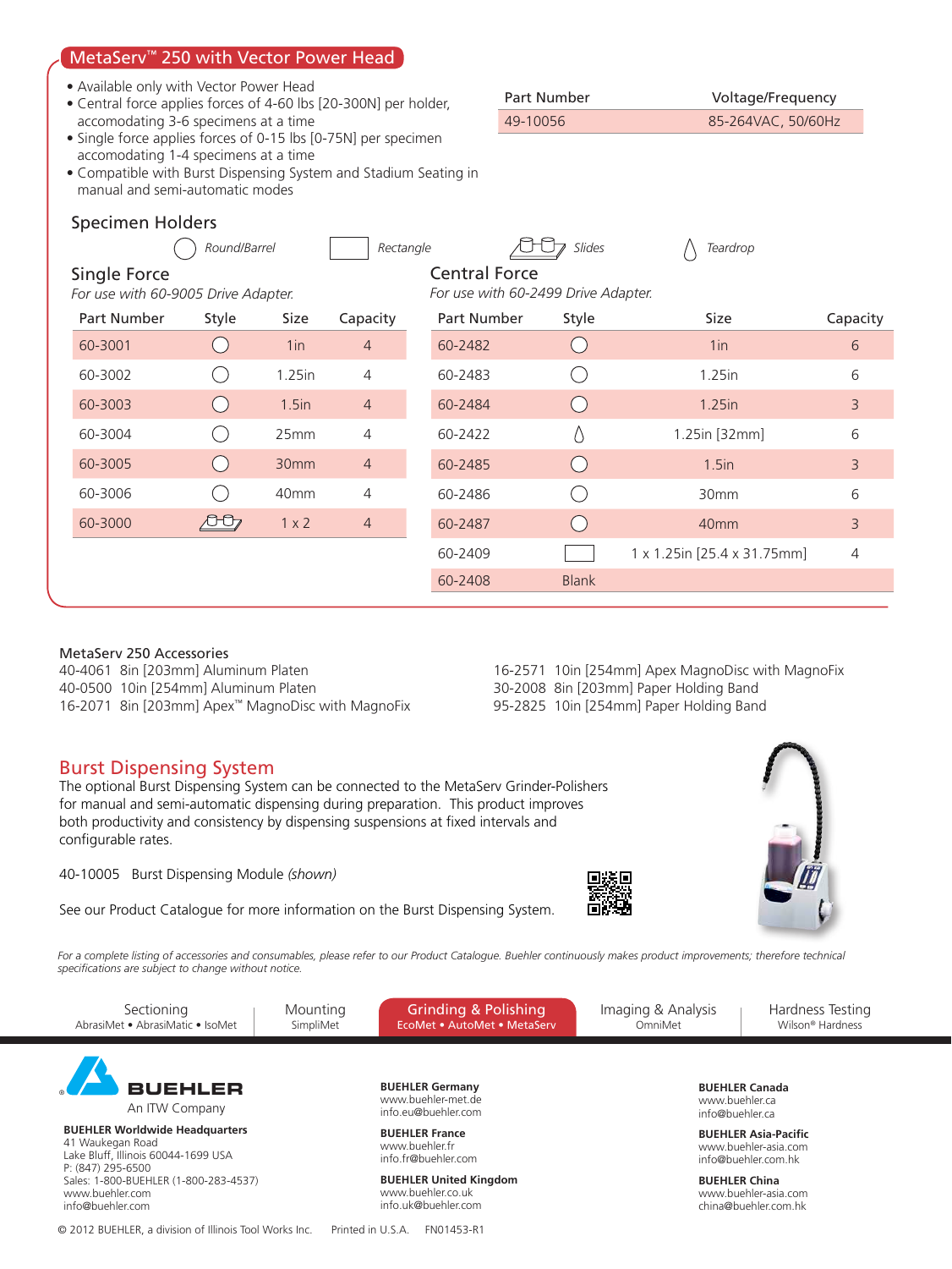## MetaServ™ 250 with Vector Power Head

- Available only with Vector Power Head
- Central force applies forces of 4-60 lbs [20-300N] per holder, accomodating 3-6 specimens at a time
- Single force applies forces of 0-15 lbs [0-75N] per specimen accomodating 1-4 specimens at a time
- Compatible with Burst Dispensing System and Stadium Seating in manual and semi-automatic modes

| Part Number | Voltage/Frequency |
|---|---|
| 49-10056 | 85-264VAC, 50/60Hz |

### Specimen Holders

Round/Barrel | Rectangle | Slides | Teardrop

#### Single Force

*For use with 60-9005 Drive Adapter.*

| Part Number | Style | Size | Capacity |
|---|---|---|---|
| 60-3001 | Round/Barrel | 1in | 4 |
| 60-3002 | Round/Barrel | 1.25in | 4 |
| 60-3003 | Round/Barrel | 1.5in | 4 |
| 60-3004 | Round/Barrel | 25mm | 4 |
| 60-3005 | Round/Barrel | 30mm | 4 |
| 60-3006 | Round/Barrel | 40mm | 4 |
| 60-3000 | Slides | 1 x 2 | 4 |

#### Central Force

*For use with 60-2499 Drive Adapter.*

| Part Number | Style | Size | Capacity |
|---|---|---|---|
| 60-2482 | Round/Barrel | 1in | 6 |
| 60-2483 | Round/Barrel | 1.25in | 6 |
| 60-2484 | Round/Barrel | 1.25in | 3 |
| 60-2422 | Teardrop | 1.25in [32mm] | 6 |
| 60-2485 | Round/Barrel | 1.5in | 3 |
| 60-2486 | Round/Barrel | 30mm | 6 |
| 60-2487 | Round/Barrel | 40mm | 3 |
| 60-2409 | Rectangle | 1 x 1.25in [25.4 x 31.75mm] | 4 |
| 60-2408 | Blank | | |

### MetaServ 250 Accessories

40-4061 8in [203mm] Aluminum Platen
40-0500 10in [254mm] Aluminum Platen
16-2071 8in [203mm] Apex™ MagnoDisc with MagnoFix
16-2571 10in [254mm] Apex MagnoDisc with MagnoFix
30-2008 8in [203mm] Paper Holding Band
95-2825 10in [254mm] Paper Holding Band

## Burst Dispensing System

The optional Burst Dispensing System can be connected to the MetaServ Grinder-Polishers for manual and semi-automatic dispensing during preparation. This product improves both productivity and consistency by dispensing suspensions at fixed intervals and configurable rates.

40-10005 Burst Dispensing Module *(shown)*

See our Product Catalogue for more information on the Burst Dispensing System.

*For a complete listing of accessories and consumables, please refer to our Product Catalogue. Buehler continuously makes product improvements; therefore technical specifications are subject to change without notice.*

Sectioning: AbrasiMet • AbrasiMatic • IsoMet | Mounting: SimpliMet | Grinding & Polishing: EcoMet • AutoMet • MetaServ | Imaging & Analysis: OmniMet | Hardness Testing: Wilson® Hardness

BUEHLER
An ITW Company

**BUEHLER Worldwide Headquarters**
41 Waukegan Road
Lake Bluff, Illinois 60044-1699 USA
P: (847) 295-6500
Sales: 1-800-BUEHLER (1-800-283-4537)
www.buehler.com
info@buehler.com

**BUEHLER Germany**
www.buehler-met.de
info.eu@buehler.com

**BUEHLER France**
www.buehler.fr
info.fr@buehler.com

**BUEHLER United Kingdom**
www.buehler.co.uk
info.uk@buehler.com

**BUEHLER Canada**
www.buehler.ca
info@buehler.ca

**BUEHLER Asia-Pacific**
www.buehler-asia.com
info@buehler.com.hk

**BUEHLER China**
www.buehler-asia.com
china@buehler.com.hk

© 2012 BUEHLER, a division of Illinois Tool Works Inc. Printed in U.S.A. FN01453-R1